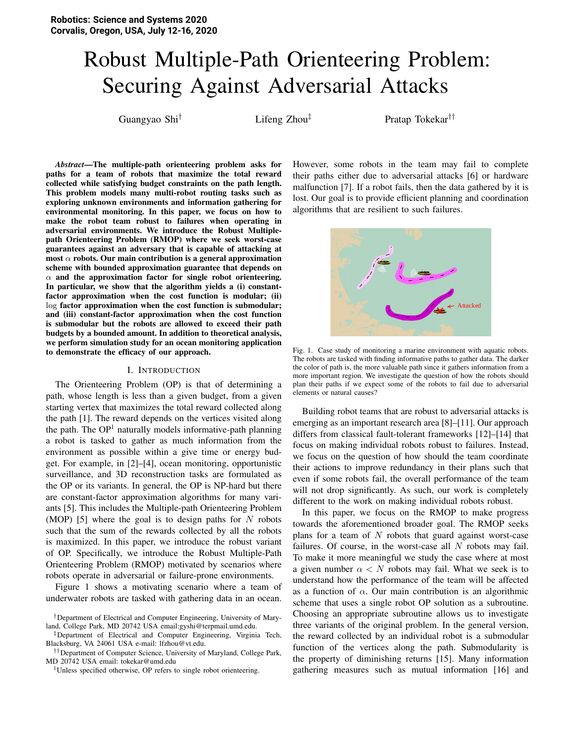Robotics: Science and Systems 2020
Corvalis, Oregon, USA, July 12-16, 2020

# Robust Multiple-Path Orienteering Problem: Securing Against Adversarial Attacks

Guangyao Shi[†] Lifeng Zhou[‡] Pratap Tokekar[††]

***Abstract*—The multiple-path orienteering problem asks for paths for a team of robots that maximize the total reward collected while satisfying budget constraints on the path length. This problem models many multi-robot routing tasks such as exploring unknown environments and information gathering for environmental monitoring. In this paper, we focus on how to make the robot team robust to failures when operating in adversarial environments. We introduce the Robust Multiple-path Orienteering Problem (RMOP) where we seek worst-case guarantees against an adversary that is capable of attacking at most $\alpha$ robots. Our main contribution is a general approximation scheme with bounded approximation guarantee that depends on $\alpha$ and the approximation factor for single robot orienteering. In particular, we show that the algorithm yields a (i) constant-factor approximation when the cost function is modular; (ii) $\log$ factor approximation when the cost function is submodular; and (iii) constant-factor approximation when the cost function is submodular but the robots are allowed to exceed their path budgets by a bounded amount. In addition to theoretical analysis, we perform simulation study for an ocean monitoring application to demonstrate the efficacy of our approach.**

## I. Introduction

The Orienteering Problem (OP) is that of determining a path, whose length is less than a given budget, from a given starting vertex that maximizes the total reward collected along the path [1]. The reward depends on the vertices visited along the path. The OP[1] naturally models informative-path planning a robot is tasked to gather as much information from the environment as possible within a give time or energy budget. For example, in [2]–[4], ocean monitoring, opportunistic surveillance, and 3D reconstruction tasks are formulated as the OP or its variants. In general, the OP is NP-hard but there are constant-factor approximation algorithms for many variants [5]. This includes the Multiple-path Orienteering Problem (MOP) [5] where the goal is to design paths for $N$ robots such that the sum of the rewards collected by all the robots is maximized. In this paper, we introduce the robust variant of OP. Specifically, we introduce the Robust Multiple-Path Orienteering Problem (RMOP) motivated by scenarios where robots operate in adversarial or failure-prone environments.

Figure 1 shows a motivating scenario where a team of underwater robots are tasked with gathering data in an ocean. However, some robots in the team may fail to complete their paths either due to adversarial attacks [6] or hardware malfunction [7]. If a robot fails, then the data gathered by it is lost. Our goal is to provide efficient planning and coordination algorithms that are resilient to such failures.

Fig. 1. Case study of monitoring a marine environment with aquatic robots. The robots are tasked with finding informative paths to gather data. The darker the color of path is, the more valuable path since it gathers information from a more important region. We investigate the question of how the robots should plan their paths if we expect some of the robots to fail due to adversarial elements or natural causes?

Building robot teams that are robust to adversarial attacks is emerging as an important research area [8]–[11]. Our approach differs from classical fault-tolerant frameworks [12]–[14] that focus on making individual robots robust to failures. Instead, we focus on the question of how should the team coordinate their actions to improve redundancy in their plans such that even if some robots fail, the overall performance of the team will not drop significantly. As such, our work is completely different to the work on making individual robots robust.

In this paper, we focus on the RMOP to make progress towards the aforementioned broader goal. The RMOP seeks plans for a team of $N$ robots that guard against worst-case failures. Of course, in the worst-case all $N$ robots may fail. To make it more meaningful we study the case where at most a given number $\alpha < N$ robots may fail. What we seek is to understand how the performance of the team will be affected as a function of $\alpha$. Our main contribution is an algorithmic scheme that uses a single robot OP solution as a subroutine. Choosing an appropriate subroutine allows us to investigate three variants of the original problem. In the general version, the reward collected by an individual robot is a submodular function of the vertices along the path. Submodularity is the property of diminishing returns [15]. Many information gathering measures such as mutual information [16] and

[†]Department of Electrical and Computer Engineering, University of Maryland, College Park, MD 20742 USA email:gyshi@terpmail.umd.edu.

[‡]Department of Electrical and Computer Engineering, Virginia Tech, Blacksburg, VA 24061 USA e-mail: lfzhou@vt.edu.

[††]Department of Computer Science, University of Maryland, College Park, MD 20742 USA email: tokekar@umd.edu

[1]Unless specified otherwise, OP refers to single robot orienteering.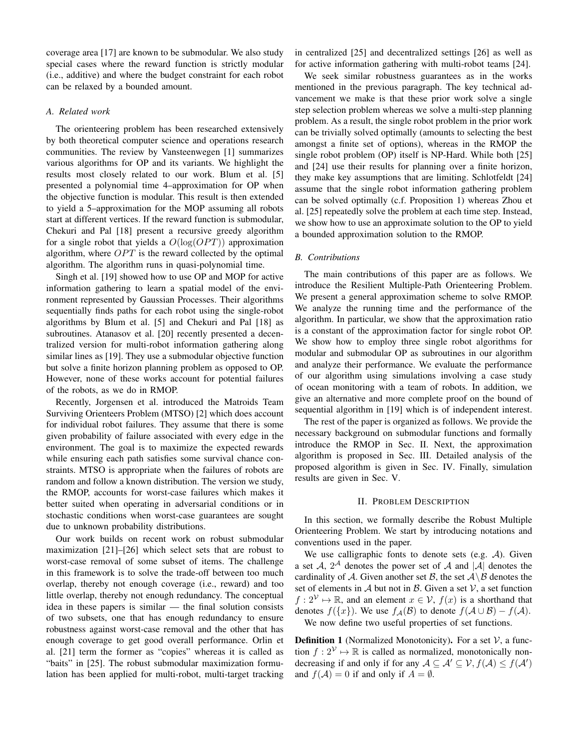coverage area [17] are known to be submodular. We also study special cases where the reward function is strictly modular (i.e., additive) and where the budget constraint for each robot can be relaxed by a bounded amount.

### A. Related work

The orienteering problem has been researched extensively by both theoretical computer science and operations research communities. The review by Vansteenwegen [1] summarizes various algorithms for OP and its variants. We highlight the results most closely related to our work. Blum et al. [5] presented a polynomial time 4–approximation for OP when the objective function is modular. This result is then extended to yield a 5–approximation for the MOP assuming all robots start at different vertices. If the reward function is submodular, Chekuri and Pal [18] present a recursive greedy algorithm for a single robot that yields a $O(\log(OPT))$ approximation algorithm, where $OPT$ is the reward collected by the optimal algorithm. The algorithm runs in quasi-polynomial time.

Singh et al. [19] showed how to use OP and MOP for active information gathering to learn a spatial model of the environment represented by Gaussian Processes. Their algorithms sequentially finds paths for each robot using the single-robot algorithms by Blum et al. [5] and Chekuri and Pal [18] as subroutines. Atanasov et al. [20] recently presented a decentralized version for multi-robot information gathering along similar lines as [19]. They use a submodular objective function but solve a finite horizon planning problem as opposed to OP. However, none of these works account for potential failures of the robots, as we do in RMOP.

Recently, Jorgensen et al. introduced the Matroids Team Surviving Orienteers Problem (MTSO) [2] which does account for individual robot failures. They assume that there is some given probability of failure associated with every edge in the environment. The goal is to maximize the expected rewards while ensuring each path satisfies some survival chance constraints. MTSO is appropriate when the failures of robots are random and follow a known distribution. The version we study, the RMOP, accounts for worst-case failures which makes it better suited when operating in adversarial conditions or in stochastic conditions when worst-case guarantees are sought due to unknown probability distributions.

Our work builds on recent work on robust submodular maximization [21]–[26] which select sets that are robust to worst-case removal of some subset of items. The challenge in this framework is to solve the trade-off between too much overlap, thereby not enough coverage (i.e., reward) and too little overlap, thereby not enough redundancy. The conceptual idea in these papers is similar — the final solution consists of two subsets, one that has enough redundancy to ensure robustness against worst-case removal and the other that has enough coverage to get good overall performance. Orlin et al. [21] term the former as "copies" whereas it is called as "baits" in [25]. The robust submodular maximization formulation has been applied for multi-robot, multi-target tracking in centralized [25] and decentralized settings [26] as well as for active information gathering with multi-robot teams [24].

We seek similar robustness guarantees as in the works mentioned in the previous paragraph. The key technical advancement we make is that these prior work solve a single step selection problem whereas we solve a multi-step planning problem. As a result, the single robot problem in the prior work can be trivially solved optimally (amounts to selecting the best amongst a finite set of options), whereas in the RMOP the single robot problem (OP) itself is NP-Hard. While both [25] and [24] use their results for planning over a finite horizon, they make key assumptions that are limiting. Schlotfeldt [24] assume that the single robot information gathering problem can be solved optimally (c.f. Proposition 1) whereas Zhou et al. [25] repeatedly solve the problem at each time step. Instead, we show how to use an approximate solution to the OP to yield a bounded approximation solution to the RMOP.

### B. Contributions

The main contributions of this paper are as follows. We introduce the Resilient Multiple-Path Orienteering Problem. We present a general approximation scheme to solve RMOP. We analyze the running time and the performance of the algorithm. In particular, we show that the approximation ratio is a constant of the approximation factor for single robot OP. We show how to employ three single robot algorithms for modular and submodular OP as subroutines in our algorithm and analyze their performance. We evaluate the performance of our algorithm using simulations involving a case study of ocean monitoring with a team of robots. In addition, we give an alternative and more complete proof on the bound of sequential algorithm in [19] which is of independent interest.

The rest of the paper is organized as follows. We provide the necessary background on submodular functions and formally introduce the RMOP in Sec. II. Next, the approximation algorithm is proposed in Sec. III. Detailed analysis of the proposed algorithm is given in Sec. IV. Finally, simulation results are given in Sec. V.

## II. Problem Description

In this section, we formally describe the Robust Multiple Orienteering Problem. We start by introducing notations and conventions used in the paper.

We use calligraphic fonts to denote sets (e.g. $\mathcal{A}$). Given a set $\mathcal{A}$, $2^{\mathcal{A}}$ denotes the power set of $\mathcal{A}$ and $|\mathcal{A}|$ denotes the cardinality of $\mathcal{A}$. Given another set $\mathcal{B}$, the set $\mathcal{A}\backslash\mathcal{B}$ denotes the set of elements in $\mathcal{A}$ but not in $\mathcal{B}$. Given a set $\mathcal{V}$, a set function $f : 2^{\mathcal{V}} \mapsto \mathbb{R}$, and an element $x \in \mathcal{V}$, $f(x)$ is a shorthand that denotes $f(\{x\})$. We use $f_{\mathcal{A}}(\mathcal{B})$ to denote $f(\mathcal{A} \cup \mathcal{B}) - f(\mathcal{A})$.

We now define two useful properties of set functions.

**Definition 1** (Normalized Monotonicity)**.** For a set $\mathcal{V}$, a function $f : 2^{\mathcal{V}} \mapsto \mathbb{R}$ is called as normalized, monotonically non-decreasing if and only if for any $\mathcal{A} \subseteq \mathcal{A}' \subseteq \mathcal{V}$, $f(\mathcal{A}) \leq f(\mathcal{A}')$ and $f(\mathcal{A}) = 0$ if and only if $A = \emptyset$.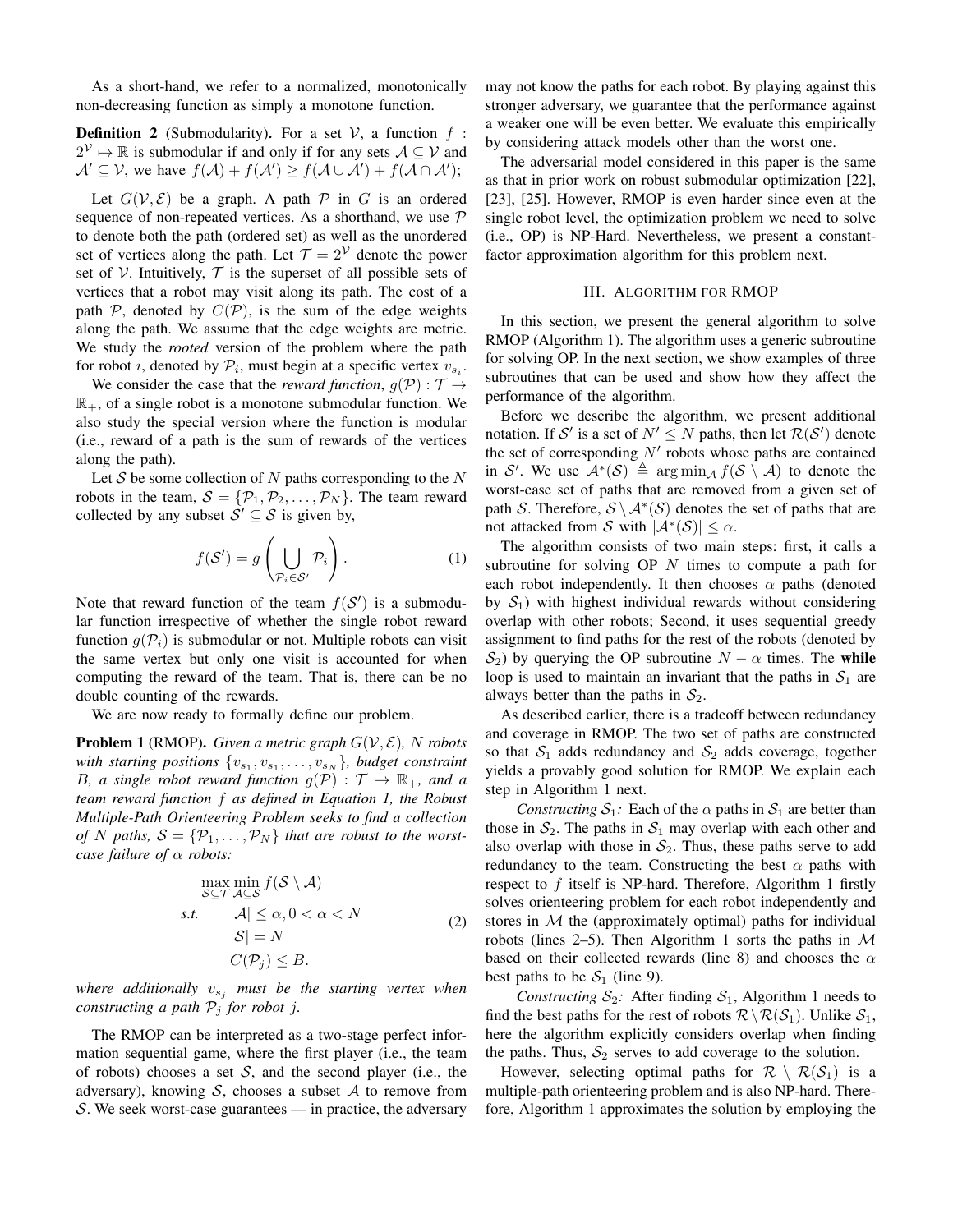As a short-hand, we refer to a normalized, monotonically non-decreasing function as simply a monotone function.

**Definition 2** (Submodularity). For a set $\mathcal{V}$, a function $f : 2^{\mathcal{V}} \mapsto \mathbb{R}$ is submodular if and only if for any sets $\mathcal{A} \subseteq \mathcal{V}$ and $\mathcal{A}' \subseteq \mathcal{V}$, we have $f(\mathcal{A}) + f(\mathcal{A}') \geq f(\mathcal{A} \cup \mathcal{A}') + f(\mathcal{A} \cap \mathcal{A}')$;

Let $G(\mathcal{V}, \mathcal{E})$ be a graph. A path $\mathcal{P}$ in $G$ is an ordered sequence of non-repeated vertices. As a shorthand, we use $\mathcal{P}$ to denote both the path (ordered set) as well as the unordered set of vertices along the path. Let $\mathcal{T} = 2^{\mathcal{V}}$ denote the power set of $\mathcal{V}$. Intuitively, $\mathcal{T}$ is the superset of all possible sets of vertices that a robot may visit along its path. The cost of a path $\mathcal{P}$, denoted by $C(\mathcal{P})$, is the sum of the edge weights along the path. We assume that the edge weights are metric. We study the *rooted* version of the problem where the path for robot $i$, denoted by $\mathcal{P}_i$, must begin at a specific vertex $v_{s_i}$.

We consider the case that the *reward function*, $g(\mathcal{P}) : \mathcal{T} \to \mathbb{R}_+$, of a single robot is a monotone submodular function. We also study the special version where the function is modular (i.e., reward of a path is the sum of rewards of the vertices along the path).

Let $\mathcal{S}$ be some collection of $N$ paths corresponding to the $N$ robots in the team, $\mathcal{S} = \{\mathcal{P}_1, \mathcal{P}_2, \ldots, \mathcal{P}_N\}$. The team reward collected by any subset $\mathcal{S}' \subseteq \mathcal{S}$ is given by,

$$f(\mathcal{S}') = g\left(\bigcup_{\mathcal{P}_i \in \mathcal{S}'} \mathcal{P}_i\right). \tag{1}$$

Note that reward function of the team $f(\mathcal{S}')$ is a submodular function irrespective of whether the single robot reward function $g(\mathcal{P}_i)$ is submodular or not. Multiple robots can visit the same vertex but only one visit is accounted for when computing the reward of the team. That is, there can be no double counting of the rewards.

We are now ready to formally define our problem.

**Problem 1** (RMOP). *Given a metric graph $G(\mathcal{V}, \mathcal{E})$, $N$ robots with starting positions $\{v_{s_1}, v_{s_1}, \ldots, v_{s_N}\}$, budget constraint $B$, a single robot reward function $g(\mathcal{P}) : \mathcal{T} \to \mathbb{R}_+$, and a team reward function $f$ as defined in Equation 1, the Robust Multiple-Path Orienteering Problem seeks to find a collection of $N$ paths, $\mathcal{S} = \{\mathcal{P}_1, \ldots, \mathcal{P}_N\}$ that are robust to the worst-case failure of $\alpha$ robots:*

$$\begin{aligned} \max_{\mathcal{S} \subseteq \mathcal{T}} \min_{\mathcal{A} \subseteq \mathcal{S}} \; & f(\mathcal{S} \setminus \mathcal{A}) \\ \textit{s.t.} \quad & |\mathcal{A}| \leq \alpha, 0 < \alpha < N \\ & |\mathcal{S}| = N \\ & C(\mathcal{P}_j) \leq B. \end{aligned} \tag{2}$$

*where additionally $v_{s_j}$ must be the starting vertex when constructing a path $\mathcal{P}_j$ for robot $j$.*

The RMOP can be interpreted as a two-stage perfect information sequential game, where the first player (i.e., the team of robots) chooses a set $\mathcal{S}$, and the second player (i.e., the adversary), knowing $\mathcal{S}$, chooses a subset $\mathcal{A}$ to remove from $\mathcal{S}$. We seek worst-case guarantees — in practice, the adversary may not know the paths for each robot. By playing against this stronger adversary, we guarantee that the performance against a weaker one will be even better. We evaluate this empirically by considering attack models other than the worst one.

The adversarial model considered in this paper is the same as that in prior work on robust submodular optimization [22], [23], [25]. However, RMOP is even harder since even at the single robot level, the optimization problem we need to solve (i.e., OP) is NP-Hard. Nevertheless, we present a constant-factor approximation algorithm for this problem next.

## III. Algorithm for RMOP

In this section, we present the general algorithm to solve RMOP (Algorithm 1). The algorithm uses a generic subroutine for solving OP. In the next section, we show examples of three subroutines that can be used and show how they affect the performance of the algorithm.

Before we describe the algorithm, we present additional notation. If $\mathcal{S}'$ is a set of $N' \leq N$ paths, then let $\mathcal{R}(\mathcal{S}')$ denote the set of corresponding $N'$ robots whose paths are contained in $\mathcal{S}'$. We use $\mathcal{A}^*(\mathcal{S}) \triangleq \arg\min_{\mathcal{A}} f(\mathcal{S} \setminus \mathcal{A})$ to denote the worst-case set of paths that are removed from a given set of path $\mathcal{S}$. Therefore, $\mathcal{S} \setminus \mathcal{A}^*(\mathcal{S})$ denotes the set of paths that are not attacked from $\mathcal{S}$ with $|\mathcal{A}^*(\mathcal{S})| \leq \alpha$.

The algorithm consists of two main steps: first, it calls a subroutine for solving OP $N$ times to compute a path for each robot independently. It then chooses $\alpha$ paths (denoted by $\mathcal{S}_1$) with highest individual rewards without considering overlap with other robots; Second, it uses sequential greedy assignment to find paths for the rest of the robots (denoted by $\mathcal{S}_2$) by querying the OP subroutine $N - \alpha$ times. The **while** loop is used to maintain an invariant that the paths in $\mathcal{S}_1$ are always better than the paths in $\mathcal{S}_2$.

As described earlier, there is a tradeoff between redundancy and coverage in RMOP. The two set of paths are constructed so that $\mathcal{S}_1$ adds redundancy and $\mathcal{S}_2$ adds coverage, together yields a provably good solution for RMOP. We explain each step in Algorithm 1 next.

*Constructing $\mathcal{S}_1$:* Each of the $\alpha$ paths in $\mathcal{S}_1$ are better than those in $\mathcal{S}_2$. The paths in $\mathcal{S}_1$ may overlap with each other and also overlap with those in $\mathcal{S}_2$. Thus, these paths serve to add redundancy to the team. Constructing the best $\alpha$ paths with respect to $f$ itself is NP-hard. Therefore, Algorithm 1 firstly solves orienteering problem for each robot independently and stores in $\mathcal{M}$ the (approximately optimal) paths for individual robots (lines 2–5). Then Algorithm 1 sorts the paths in $\mathcal{M}$ based on their collected rewards (line 8) and chooses the $\alpha$ best paths to be $\mathcal{S}_1$ (line 9).

*Constructing $\mathcal{S}_2$:* After finding $\mathcal{S}_1$, Algorithm 1 needs to find the best paths for the rest of robots $\mathcal{R} \setminus \mathcal{R}(\mathcal{S}_1)$. Unlike $\mathcal{S}_1$, here the algorithm explicitly considers overlap when finding the paths. Thus, $\mathcal{S}_2$ serves to add coverage to the solution.

However, selecting optimal paths for $\mathcal{R} \setminus \mathcal{R}(\mathcal{S}_1)$ is a multiple-path orienteering problem and is also NP-hard. Therefore, Algorithm 1 approximates the solution by employing the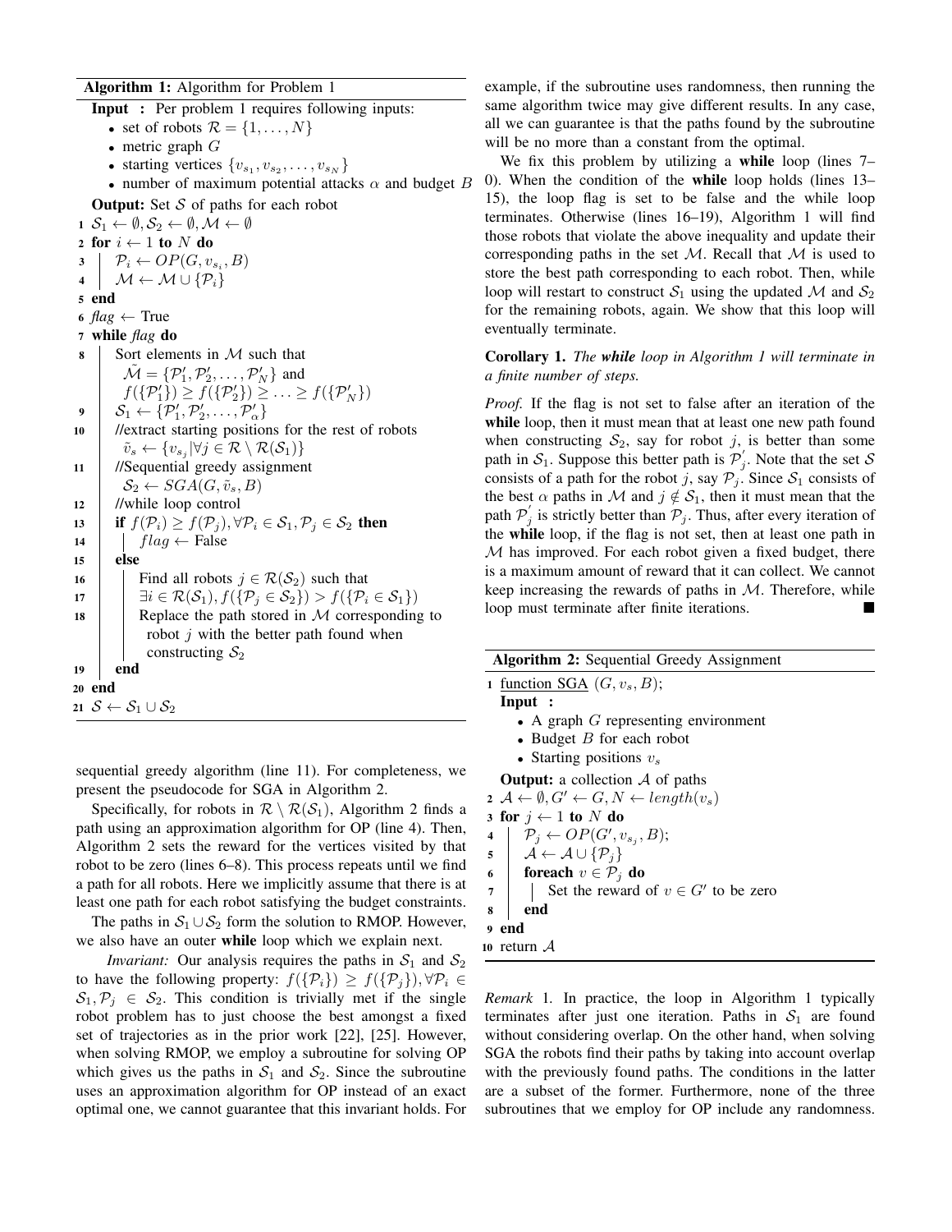**Algorithm 1:** Algorithm for Problem 1

```
Input : Per problem 1 requires following inputs:
        • set of robots R = {1, ..., N}
        • metric graph G
        • starting vertices {v_{s_1}, v_{s_2}, ..., v_{s_N}}
        • number of maximum potential attacks α and budget B
Output: Set S of paths for each robot
1  S_1 ← ∅, S_2 ← ∅, M ← ∅
2  for i ← 1 to N do
3      P_i ← OP(G, v_{s_i}, B)
4      M ← M ∪ {P_i}
5  end
6  flag ← True
7  while flag do
8      Sort elements in M such that
         M̃ = {P'_1, P'_2, ..., P'_N} and
         f({P'_1}) ≥ f({P'_2}) ≥ ... ≥ f({P'_N})
9      S_1 ← {P'_1, P'_2, ..., P'_α}
10     //extract starting positions for the rest of robots
         ṽ_s ← {v_{s_j} | ∀j ∈ R \ R(S_1)}
11     //Sequential greedy assignment
         S_2 ← SGA(G, ṽ_s, B)
12     //while loop control
13     if f(P_i) ≥ f(P_j), ∀P_i ∈ S_1, P_j ∈ S_2 then
14         flag ← False
15     else
16         Find all robots j ∈ R(S_2) such that
17         ∃i ∈ R(S_1), f({P_j ∈ S_2}) > f({P_i ∈ S_1})
18         Replace the path stored in M corresponding to
           robot j with the better path found when
           constructing S_2
19     end
20 end
21 S ← S_1 ∪ S_2
```

sequential greedy algorithm (line 11). For completeness, we present the pseudocode for SGA in Algorithm 2.

Specifically, for robots in $\mathcal{R} \setminus \mathcal{R}(\mathcal{S}_1)$, Algorithm 2 finds a path using an approximation algorithm for OP (line 4). Then, Algorithm 2 sets the reward for the vertices visited by that robot to be zero (lines 6–8). This process repeats until we find a path for all robots. Here we implicitly assume that there is at least one path for each robot satisfying the budget constraints.

The paths in $\mathcal{S}_1 \cup \mathcal{S}_2$ form the solution to RMOP. However, we also have an outer **while** loop which we explain next.

*Invariant:* Our analysis requires the paths in $\mathcal{S}_1$ and $\mathcal{S}_2$ to have the following property: $f(\{\mathcal{P}_i\}) \geq f(\{\mathcal{P}_j\}), \forall \mathcal{P}_i \in \mathcal{S}_1, \mathcal{P}_j \in \mathcal{S}_2$. This condition is trivially met if the single robot problem has to just choose the best amongst a fixed set of trajectories as in the prior work [22], [25]. However, when solving RMOP, we employ a subroutine for solving OP which gives us the paths in $\mathcal{S}_1$ and $\mathcal{S}_2$. Since the subroutine uses an approximation algorithm for OP instead of an exact optimal one, we cannot guarantee that this invariant holds. For example, if the subroutine uses randomness, then running the same algorithm twice may give different results. In any case, all we can guarantee is that the paths found by the subroutine will be no more than a constant from the optimal.

We fix this problem by utilizing a **while** loop (lines 7–0). When the condition of the **while** loop holds (lines 13–15), the loop flag is set to be false and the while loop terminates. Otherwise (lines 16–19), Algorithm 1 will find those robots that violate the above inequality and update their corresponding paths in the set $\mathcal{M}$. Recall that $\mathcal{M}$ is used to store the best path corresponding to each robot. Then, while loop will restart to construct $\mathcal{S}_1$ using the updated $\mathcal{M}$ and $\mathcal{S}_2$ for the remaining robots, again. We show that this loop will eventually terminate.

**Corollary 1.** *The **while** loop in Algorithm 1 will terminate in a finite number of steps.*

*Proof.* If the flag is not set to false after an iteration of the **while** loop, then it must mean that at least one new path found when constructing $\mathcal{S}_2$, say for robot $j$, is better than some path in $\mathcal{S}_1$. Suppose this better path is $\mathcal{P}_j^{'}$. Note that the set $\mathcal{S}$ consists of a path for the robot $j$, say $\mathcal{P}_j$. Since $\mathcal{S}_1$ consists of the best $\alpha$ paths in $\mathcal{M}$ and $j \notin \mathcal{S}_1$, then it must mean that the path $\mathcal{P}_j^{'}$ is strictly better than $\mathcal{P}_j$. Thus, after every iteration of the **while** loop, if the flag is not set, then at least one path in $\mathcal{M}$ has improved. For each robot given a fixed budget, there is a maximum amount of reward that it can collect. We cannot keep increasing the rewards of paths in $\mathcal{M}$. Therefore, while loop must terminate after finite iterations. ∎

**Algorithm 2:** Sequential Greedy Assignment

```
1  function SGA (G, v_s, B);
   Input :
        • A graph G representing environment
        • Budget B for each robot
        • Starting positions v_s
   Output: a collection A of paths
2  A ← ∅, G' ← G, N ← length(v_s)
3  for j ← 1 to N do
4      P_j ← OP(G', v_{s_j}, B);
5      A ← A ∪ {P_j}
6      foreach v ∈ P_j do
7          Set the reward of v ∈ G' to be zero
8      end
9  end
10 return A
```

*Remark* 1. In practice, the loop in Algorithm 1 typically terminates after just one iteration. Paths in $\mathcal{S}_1$ are found without considering overlap. On the other hand, when solving SGA the robots find their paths by taking into account overlap with the previously found paths. The conditions in the latter are a subset of the former. Furthermore, none of the three subroutines that we employ for OP include any randomness.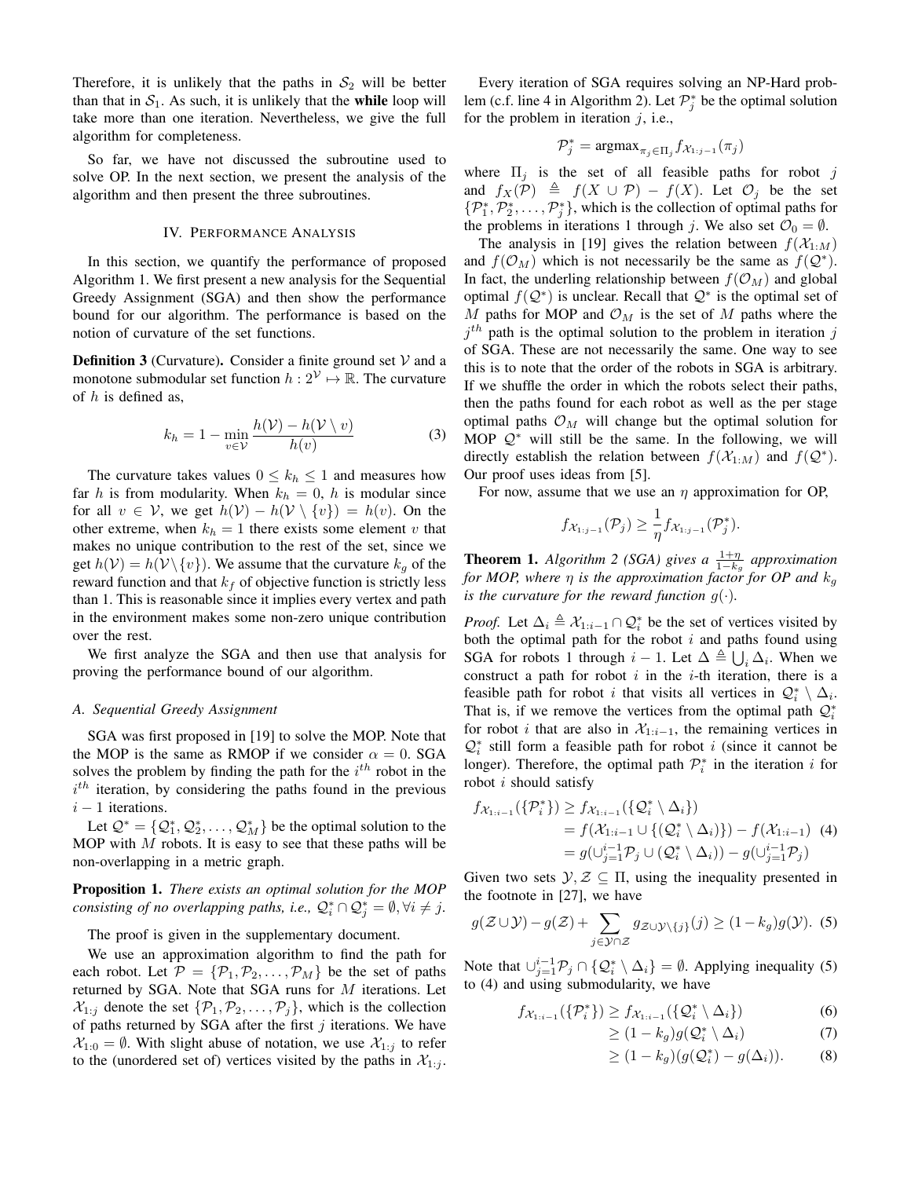Therefore, it is unlikely that the paths in $\mathcal{S}_2$ will be better than that in $\mathcal{S}_1$. As such, it is unlikely that the **while** loop will take more than one iteration. Nevertheless, we give the full algorithm for completeness.

So far, we have not discussed the subroutine used to solve OP. In the next section, we present the analysis of the algorithm and then present the three subroutines.

## IV. Performance Analysis

In this section, we quantify the performance of proposed Algorithm 1. We first present a new analysis for the Sequential Greedy Assignment (SGA) and then show the performance bound for our algorithm. The performance is based on the notion of curvature of the set functions.

**Definition 3** (Curvature)**.** Consider a finite ground set $\mathcal{V}$ and a monotone submodular set function $h : 2^{\mathcal{V}} \mapsto \mathbb{R}$. The curvature of $h$ is defined as,

$$k_h = 1 - \min_{v \in \mathcal{V}} \frac{h(\mathcal{V}) - h(\mathcal{V} \setminus v)}{h(v)} \tag{3}$$

The curvature takes values $0 \leq k_h \leq 1$ and measures how far $h$ is from modularity. When $k_h = 0$, $h$ is modular since for all $v \in \mathcal{V}$, we get $h(\mathcal{V}) - h(\mathcal{V} \setminus \{v\}) = h(v)$. On the other extreme, when $k_h = 1$ there exists some element $v$ that makes no unique contribution to the rest of the set, since we get $h(\mathcal{V}) = h(\mathcal{V} \setminus \{v\})$. We assume that the curvature $k_g$ of the reward function and that $k_f$ of objective function is strictly less than 1. This is reasonable since it implies every vertex and path in the environment makes some non-zero unique contribution over the rest.

We first analyze the SGA and then use that analysis for proving the performance bound of our algorithm.

### A. Sequential Greedy Assignment

SGA was first proposed in [19] to solve the MOP. Note that the MOP is the same as RMOP if we consider $\alpha = 0$. SGA solves the problem by finding the path for the $i^{th}$ robot in the $i^{th}$ iteration, by considering the paths found in the previous $i-1$ iterations.

Let $\mathcal{Q}^* = \{\mathcal{Q}_1^*, \mathcal{Q}_2^*, \ldots, \mathcal{Q}_M^*\}$ be the optimal solution to the MOP with $M$ robots. It is easy to see that these paths will be non-overlapping in a metric graph.

**Proposition 1.** *There exists an optimal solution for the MOP consisting of no overlapping paths, i.e., $\mathcal{Q}_i^* \cap \mathcal{Q}_j^* = \emptyset, \forall i \neq j$.*

The proof is given in the supplementary document.

We use an approximation algorithm to find the path for each robot. Let $\mathcal{P} = \{\mathcal{P}_1, \mathcal{P}_2, \ldots, \mathcal{P}_M\}$ be the set of paths returned by SGA. Note that SGA runs for $M$ iterations. Let $\mathcal{X}_{1:j}$ denote the set $\{\mathcal{P}_1, \mathcal{P}_2, \ldots, \mathcal{P}_j\}$, which is the collection of paths returned by SGA after the first $j$ iterations. We have $\mathcal{X}_{1:0} = \emptyset$. With slight abuse of notation, we use $\mathcal{X}_{1:j}$ to refer to the (unordered set of) vertices visited by the paths in $\mathcal{X}_{1:j}$.

Every iteration of SGA requires solving an NP-Hard problem (c.f. line 4 in Algorithm 2). Let $\mathcal{P}_j^*$ be the optimal solution for the problem in iteration $j$, i.e.,

$$\mathcal{P}_j^* = \text{argmax}_{\pi_j \in \Pi_j} f_{\mathcal{X}_{1:j-1}}(\pi_j)$$

where $\Pi_j$ is the set of all feasible paths for robot $j$ and $f_X(\mathcal{P}) \triangleq f(X \cup \mathcal{P}) - f(X)$. Let $\mathcal{O}_j$ be the set $\{\mathcal{P}_1^*, \mathcal{P}_2^*, \ldots, \mathcal{P}_j^*\}$, which is the collection of optimal paths for the problems in iterations 1 through $j$. We also set $\mathcal{O}_0 = \emptyset$.

The analysis in [19] gives the relation between $f(\mathcal{X}_{1:M})$ and $f(\mathcal{O}_M)$ which is not necessarily be the same as $f(\mathcal{Q}^*)$. In fact, the underling relationship between $f(\mathcal{O}_M)$ and global optimal $f(\mathcal{Q}^*)$ is unclear. Recall that $\mathcal{Q}^*$ is the optimal set of $M$ paths for MOP and $\mathcal{O}_M$ is the set of $M$ paths where the $j^{th}$ path is the optimal solution to the problem in iteration $j$ of SGA. These are not necessarily the same. One way to see this is to note that the order of the robots in SGA is arbitrary. If we shuffle the order in which the robots select their paths, then the paths found for each robot as well as the per stage optimal paths $\mathcal{O}_M$ will change but the optimal solution for MOP $\mathcal{Q}^*$ will still be the same. In the following, we will directly establish the relation between $f(\mathcal{X}_{1:M})$ and $f(\mathcal{Q}^*)$. Our proof uses ideas from [5].

For now, assume that we use an $\eta$ approximation for OP,

$$f_{\mathcal{X}_{1:j-1}}(\mathcal{P}_j) \geq \frac{1}{\eta} f_{\mathcal{X}_{1:j-1}}(\mathcal{P}_j^*).$$

**Theorem 1.** *Algorithm 2 (SGA) gives a $\frac{1+\eta}{1-k_g}$ approximation for MOP, where $\eta$ is the approximation factor for OP and $k_g$ is the curvature for the reward function $g(\cdot)$.*

*Proof.* Let $\Delta_i \triangleq \mathcal{X}_{1:i-1} \cap \mathcal{Q}_i^*$ be the set of vertices visited by both the optimal path for the robot $i$ and paths found using SGA for robots 1 through $i-1$. Let $\Delta \triangleq \bigcup_i \Delta_i$. When we construct a path for robot $i$ in the $i$-th iteration, there is a feasible path for robot $i$ that visits all vertices in $\mathcal{Q}_i^* \setminus \Delta_i$. That is, if we remove the vertices from the optimal path $\mathcal{Q}_i^*$ for robot $i$ that are also in $\mathcal{X}_{1:i-1}$, the remaining vertices in $\mathcal{Q}_i^*$ still form a feasible path for robot $i$ (since it cannot be longer). Therefore, the optimal path $\mathcal{P}_i^*$ in the iteration $i$ for robot $i$ should satisfy

$$\begin{aligned} f_{\mathcal{X}_{1:i-1}}(\{\mathcal{P}_i^*\}) &\geq f_{\mathcal{X}_{1:i-1}}(\{\mathcal{Q}_i^* \setminus \Delta_i\}) \\ &= f(\mathcal{X}_{1:i-1} \cup \{(\mathcal{Q}_i^* \setminus \Delta_i)\}) - f(\mathcal{X}_{1:i-1}) \\ &= g(\cup_{j=1}^{i-1} \mathcal{P}_j \cup (\mathcal{Q}_i^* \setminus \Delta_i)) - g(\cup_{j=1}^{i-1} \mathcal{P}_j) \end{aligned} \tag{4}$$

Given two sets $\mathcal{Y}, \mathcal{Z} \subseteq \Pi$, using the inequality presented in the footnote in [27], we have

$$g(\mathcal{Z} \cup \mathcal{Y}) - g(\mathcal{Z}) + \sum_{j \in \mathcal{Y} \cap \mathcal{Z}} g_{\mathcal{Z} \cup \mathcal{Y} \setminus \{j\}}(j) \geq (1 - k_g) g(\mathcal{Y}). \tag{5}$$

Note that $\cup_{j=1}^{i-1} \mathcal{P}_j \cap \{\mathcal{Q}_i^* \setminus \Delta_i\} = \emptyset$. Applying inequality (5) to (4) and using submodularity, we have

$$\begin{aligned} f_{\mathcal{X}_{1:i-1}}(\{\mathcal{P}_i^*\}) &\geq f_{\mathcal{X}_{1:i-1}}(\{\mathcal{Q}_i^* \setminus \Delta_i\}) && (6) \\ &\geq (1 - k_g) g(\mathcal{Q}_i^* \setminus \Delta_i) && (7) \\ &\geq (1 - k_g)(g(\mathcal{Q}_i^*) - g(\Delta_i)). && (8) \end{aligned}$$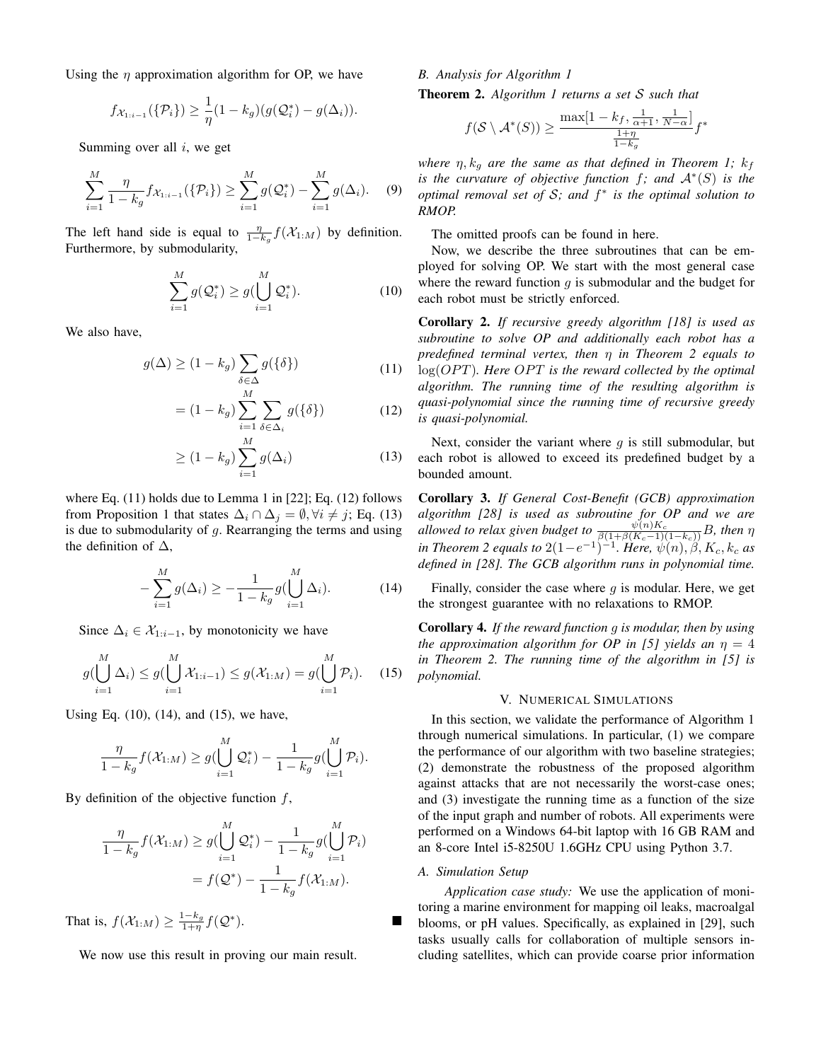Using the $\eta$ approximation algorithm for OP, we have

$$f_{\mathcal{X}_{1:i-1}}(\{\mathcal{P}_i\}) \geq \frac{1}{\eta}(1-k_g)(g(\mathcal{Q}_i^*) - g(\Delta_i)).$$

Summing over all $i$, we get

$$\sum_{i=1}^{M} \frac{\eta}{1-k_g} f_{\mathcal{X}_{1:i-1}}(\{\mathcal{P}_i\}) \geq \sum_{i=1}^{M} g(\mathcal{Q}_i^*) - \sum_{i=1}^{M} g(\Delta_i). \quad (9)$$

The left hand side is equal to $\frac{\eta}{1-k_g} f(\mathcal{X}_{1:M})$ by definition. Furthermore, by submodularity,

$$\sum_{i=1}^{M} g(\mathcal{Q}_i^*) \geq g(\bigcup_{i=1}^{M} \mathcal{Q}_i^*). \quad (10)$$

We also have,

$$g(\Delta) \geq (1-k_g) \sum_{\delta \in \Delta} g(\{\delta\}) \quad (11)$$

$$= (1-k_g) \sum_{i=1}^{M} \sum_{\delta \in \Delta_i} g(\{\delta\}) \quad (12)$$

$$\geq (1-k_g) \sum_{i=1}^{M} g(\Delta_i) \quad (13)$$

where Eq. (11) holds due to Lemma 1 in [22]; Eq. (12) follows from Proposition 1 that states $\Delta_i \cap \Delta_j = \emptyset, \forall i \neq j$; Eq. (13) is due to submodularity of $g$. Rearranging the terms and using the definition of $\Delta$,

$$-\sum_{i=1}^{M} g(\Delta_i) \geq -\frac{1}{1-k_g} g(\bigcup_{i=1}^{M} \Delta_i). \quad (14)$$

Since $\Delta_i \in \mathcal{X}_{1:i-1}$, by monotonicity we have

$$g(\bigcup_{i=1}^{M} \Delta_i) \leq g(\bigcup_{i=1}^{M} \mathcal{X}_{1:i-1}) \leq g(\mathcal{X}_{1:M}) = g(\bigcup_{i=1}^{M} \mathcal{P}_i). \quad (15)$$

Using Eq. (10), (14), and (15), we have,

$$\frac{\eta}{1-k_g} f(\mathcal{X}_{1:M}) \geq g(\bigcup_{i=1}^{M} \mathcal{Q}_i^*) - \frac{1}{1-k_g} g(\bigcup_{i=1}^{M} \mathcal{P}_i).$$

By definition of the objective function $f$,

$$\frac{\eta}{1-k_g} f(\mathcal{X}_{1:M}) \geq g(\bigcup_{i=1}^{M} \mathcal{Q}_i^*) - \frac{1}{1-k_g} g(\bigcup_{i=1}^{M} \mathcal{P}_i)$$
$$= f(\mathcal{Q}^*) - \frac{1}{1-k_g} f(\mathcal{X}_{1:M}).$$

That is, $f(\mathcal{X}_{1:M}) \geq \frac{1-k_g}{1+\eta} f(\mathcal{Q}^*)$. ∎

We now use this result in proving our main result.

### B. Analysis for Algorithm 1

**Theorem 2.** *Algorithm 1 returns a set $\mathcal{S}$ such that*

$$f(\mathcal{S} \setminus \mathcal{A}^*(S)) \geq \frac{\max[1-k_f, \frac{1}{\alpha+1}, \frac{1}{N-\alpha}]}{\frac{1+\eta}{1-k_g}} f^*$$

*where $\eta, k_g$ are the same as that defined in Theorem 1; $k_f$ is the curvature of objective function $f$; and $\mathcal{A}^*(S)$ is the optimal removal set of $\mathcal{S}$; and $f^*$ is the optimal solution to RMOP.*

The omitted proofs can be found in here.

Now, we describe the three subroutines that can be employed for solving OP. We start with the most general case where the reward function $g$ is submodular and the budget for each robot must be strictly enforced.

**Corollary 2.** *If recursive greedy algorithm [18] is used as subroutine to solve OP and additionally each robot has a predefined terminal vertex, then $\eta$ in Theorem 2 equals to $\log(OPT)$. Here $OPT$ is the reward collected by the optimal algorithm. The running time of the resulting algorithm is quasi-polynomial since the running time of recursive greedy is quasi-polynomial.*

Next, consider the variant where $g$ is still submodular, but each robot is allowed to exceed its predefined budget by a bounded amount.

**Corollary 3.** *If General Cost-Benefit (GCB) approximation algorithm [28] is used as subroutine for OP and we are allowed to relax given budget to $\frac{\psi(n)K_c}{\beta(1+\beta(K_c-1)(1-k_c))}B$, then $\eta$ in Theorem 2 equals to $2(1-e^{-1})^{-1}$. Here, $\psi(n), \beta, K_c, k_c$ as defined in [28]. The GCB algorithm runs in polynomial time.*

Finally, consider the case where $g$ is modular. Here, we get the strongest guarantee with no relaxations to RMOP.

**Corollary 4.** *If the reward function $g$ is modular, then by using the approximation algorithm for OP in [5] yields an $\eta = 4$ in Theorem 2. The running time of the algorithm in [5] is polynomial.*

## V. Numerical Simulations

In this section, we validate the performance of Algorithm 1 through numerical simulations. In particular, (1) we compare the performance of our algorithm with two baseline strategies; (2) demonstrate the robustness of the proposed algorithm against attacks that are not necessarily the worst-case ones; and (3) investigate the running time as a function of the size of the input graph and number of robots. All experiments were performed on a Windows 64-bit laptop with 16 GB RAM and an 8-core Intel i5-8250U 1.6GHz CPU using Python 3.7.

### A. Simulation Setup

*Application case study:* We use the application of monitoring a marine environment for mapping oil leaks, macroalgal blooms, or pH values. Specifically, as explained in [29], such tasks usually calls for collaboration of multiple sensors including satellites, which can provide coarse prior information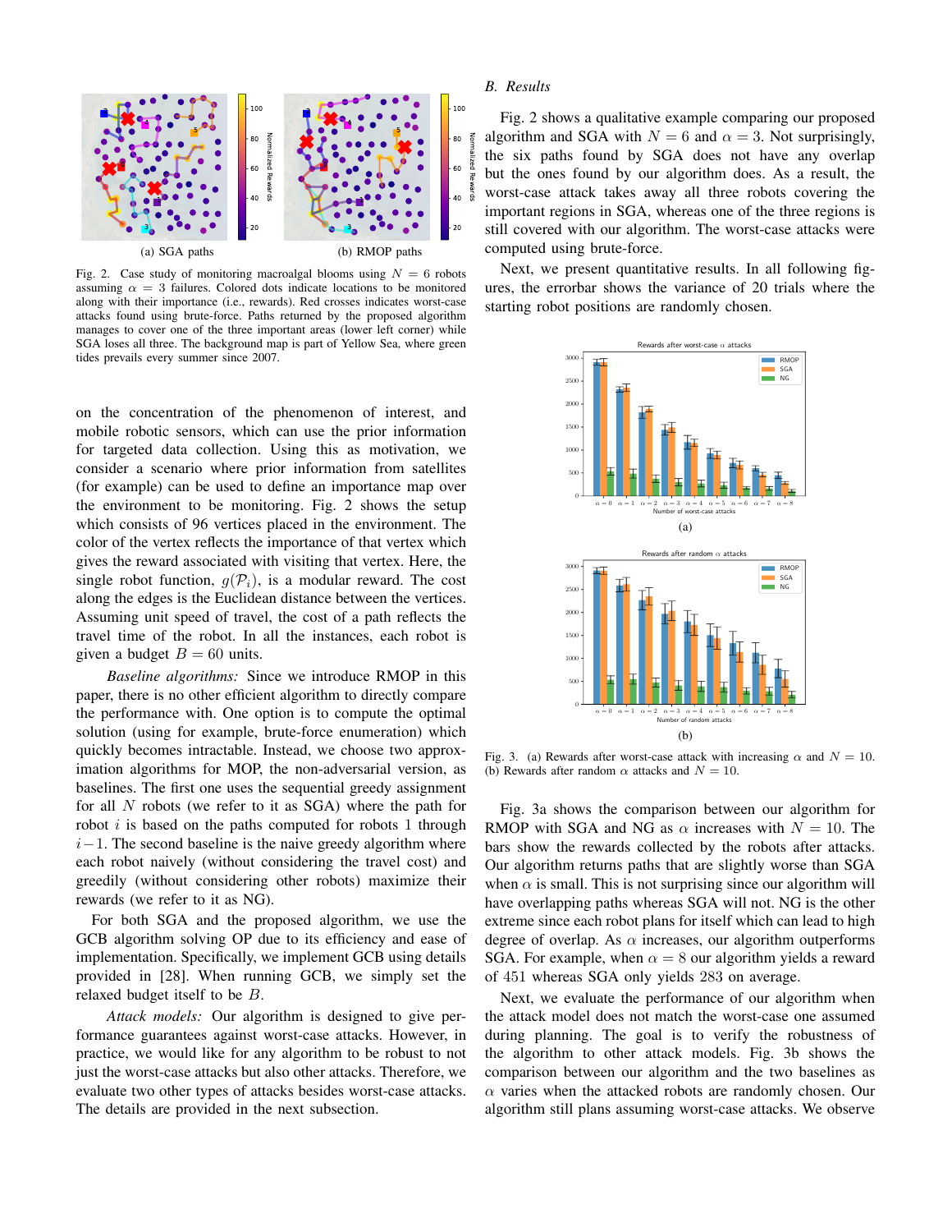Fig. 2. Case study of monitoring macroalgal blooms using $N = 6$ robots assuming $\alpha = 3$ failures. Colored dots indicate locations to be monitored along with their importance (i.e., rewards). Red crosses indicates worst-case attacks found using brute-force. Paths returned by the proposed algorithm manages to cover one of the three important areas (lower left corner) while SGA loses all three. The background map is part of Yellow Sea, where green tides prevails every summer since 2007.

on the concentration of the phenomenon of interest, and mobile robotic sensors, which can use the prior information for targeted data collection. Using this as motivation, we consider a scenario where prior information from satellites (for example) can be used to define an importance map over the environment to be monitoring. Fig. 2 shows the setup which consists of 96 vertices placed in the environment. The color of the vertex reflects the importance of that vertex which gives the reward associated with visiting that vertex. Here, the single robot function, $g(\mathcal{P}_i)$, is a modular reward. The cost along the edges is the Euclidean distance between the vertices. Assuming unit speed of travel, the cost of a path reflects the travel time of the robot. In all the instances, each robot is given a budget $B = 60$ units.

*Baseline algorithms:* Since we introduce RMOP in this paper, there is no other efficient algorithm to directly compare the performance with. One option is to compute the optimal solution (using for example, brute-force enumeration) which quickly becomes intractable. Instead, we choose two approximation algorithms for MOP, the non-adversarial version, as baselines. The first one uses the sequential greedy assignment for all $N$ robots (we refer to it as SGA) where the path for robot $i$ is based on the paths computed for robots 1 through $i-1$. The second baseline is the naive greedy algorithm where each robot naively (without considering the travel cost) and greedily (without considering other robots) maximize their rewards (we refer to it as NG).

For both SGA and the proposed algorithm, we use the GCB algorithm solving OP due to its efficiency and ease of implementation. Specifically, we implement GCB using details provided in [28]. When running GCB, we simply set the relaxed budget itself to be $B$.

*Attack models:* Our algorithm is designed to give performance guarantees against worst-case attacks. However, in practice, we would like for any algorithm to be robust to not just the worst-case attacks but also other attacks. Therefore, we evaluate two other types of attacks besides worst-case attacks. The details are provided in the next subsection.

## B. Results

Fig. 2 shows a qualitative example comparing our proposed algorithm and SGA with $N = 6$ and $\alpha = 3$. Not surprisingly, the six paths found by SGA does not have any overlap but the ones found by our algorithm does. As a result, the worst-case attack takes away all three robots covering the important regions in SGA, whereas one of the three regions is still covered with our algorithm. The worst-case attacks were computed using brute-force.

Next, we present quantitative results. In all following figures, the errorbar shows the variance of 20 trials where the starting robot positions are randomly chosen.

Fig. 3. (a) Rewards after worst-case attack with increasing $\alpha$ and $N = 10$. (b) Rewards after random $\alpha$ attacks and $N = 10$.

Fig. 3a shows the comparison between our algorithm for RMOP with SGA and NG as $\alpha$ increases with $N = 10$. The bars show the rewards collected by the robots after attacks. Our algorithm returns paths that are slightly worse than SGA when $\alpha$ is small. This is not surprising since our algorithm will have overlapping paths whereas SGA will not. NG is the other extreme since each robot plans for itself which can lead to high degree of overlap. As $\alpha$ increases, our algorithm outperforms SGA. For example, when $\alpha = 8$ our algorithm yields a reward of 451 whereas SGA only yields 283 on average.

Next, we evaluate the performance of our algorithm when the attack model does not match the worst-case one assumed during planning. The goal is to verify the robustness of the algorithm to other attack models. Fig. 3b shows the comparison between our algorithm and the two baselines as $\alpha$ varies when the attacked robots are randomly chosen. Our algorithm still plans assuming worst-case attacks. We observe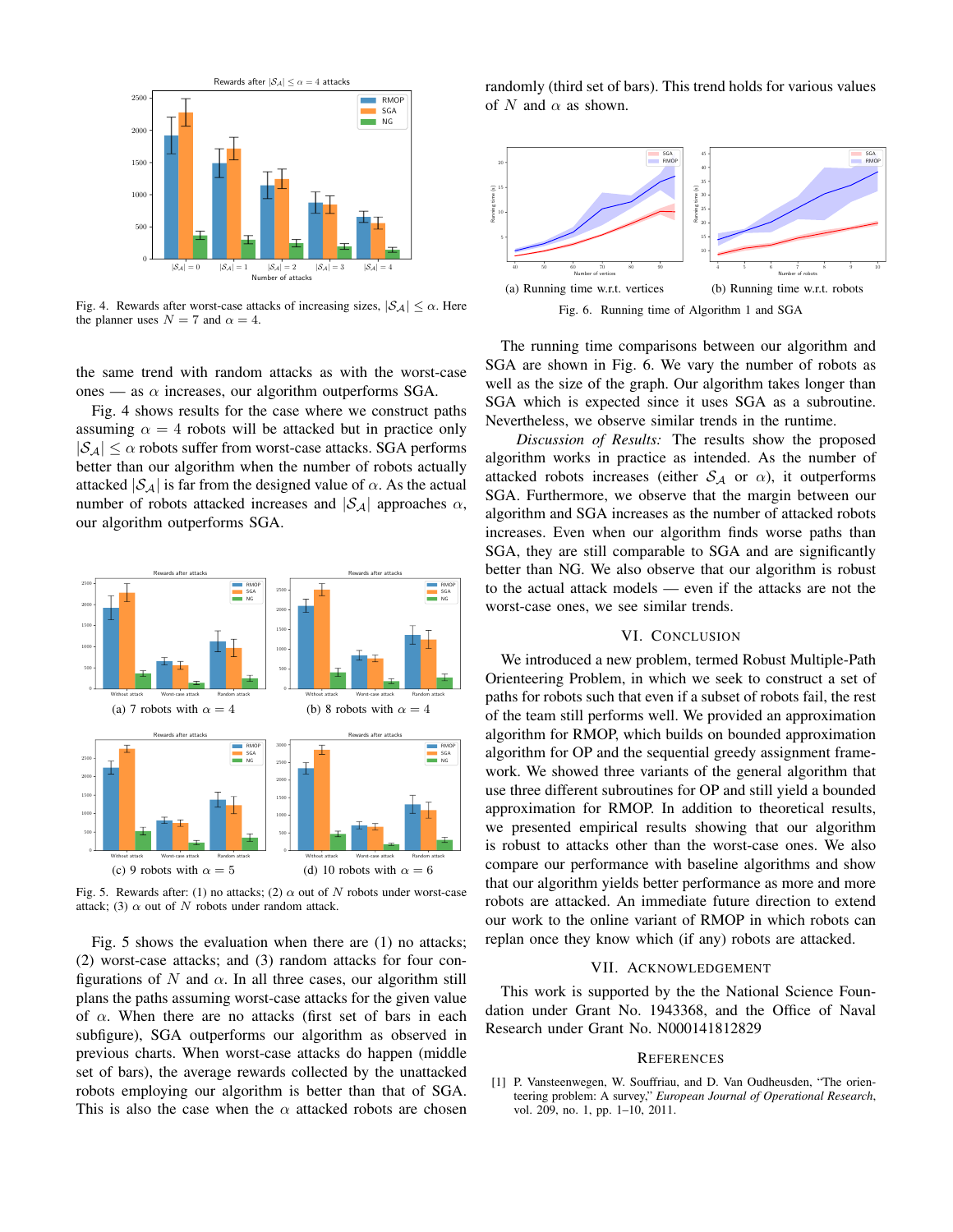Fig. 4. Rewards after worst-case attacks of increasing sizes, $|\mathcal{S}_\mathcal{A}| \leq \alpha$. Here the planner uses $N = 7$ and $\alpha = 4$.

the same trend with random attacks as with the worst-case ones — as $\alpha$ increases, our algorithm outperforms SGA.

Fig. 4 shows results for the case where we construct paths assuming $\alpha = 4$ robots will be attacked but in practice only $|\mathcal{S}_\mathcal{A}| \leq \alpha$ robots suffer from worst-case attacks. SGA performs better than our algorithm when the number of robots actually attacked $|\mathcal{S}_\mathcal{A}|$ is far from the designed value of $\alpha$. As the actual number of robots attacked increases and $|\mathcal{S}_\mathcal{A}|$ approaches $\alpha$, our algorithm outperforms SGA.

(a) 7 robots with $\alpha = 4$

(b) 8 robots with $\alpha = 4$

(c) 9 robots with $\alpha = 5$

(d) 10 robots with $\alpha = 6$

Fig. 5. Rewards after: (1) no attacks; (2) $\alpha$ out of $N$ robots under worst-case attack; (3) $\alpha$ out of $N$ robots under random attack.

Fig. 5 shows the evaluation when there are (1) no attacks; (2) worst-case attacks; and (3) random attacks for four configurations of $N$ and $\alpha$. In all three cases, our algorithm still plans the paths assuming worst-case attacks for the given value of $\alpha$. When there are no attacks (first set of bars in each subfigure), SGA outperforms our algorithm as observed in previous charts. When worst-case attacks do happen (middle set of bars), the average rewards collected by the unattacked robots employing our algorithm is better than that of SGA. This is also the case when the $\alpha$ attacked robots are chosen randomly (third set of bars). This trend holds for various values of $N$ and $\alpha$ as shown.

(a) Running time w.r.t. vertices

(b) Running time w.r.t. robots

Fig. 6. Running time of Algorithm 1 and SGA

The running time comparisons between our algorithm and SGA are shown in Fig. 6. We vary the number of robots as well as the size of the graph. Our algorithm takes longer than SGA which is expected since it uses SGA as a subroutine. Nevertheless, we observe similar trends in the runtime.

*Discussion of Results:* The results show the proposed algorithm works in practice as intended. As the number of attacked robots increases (either $\mathcal{S}_\mathcal{A}$ or $\alpha$), it outperforms SGA. Furthermore, we observe that the margin between our algorithm and SGA increases as the number of attacked robots increases. Even when our algorithm finds worse paths than SGA, they are still comparable to SGA and are significantly better than NG. We also observe that our algorithm is robust to the actual attack models — even if the attacks are not the worst-case ones, we see similar trends.

## VI. Conclusion

We introduced a new problem, termed Robust Multiple-Path Orienteering Problem, in which we seek to construct a set of paths for robots such that even if a subset of robots fail, the rest of the team still performs well. We provided an approximation algorithm for RMOP, which builds on bounded approximation algorithm for OP and the sequential greedy assignment framework. We showed three variants of the general algorithm that use three different subroutines for OP and still yield a bounded approximation for RMOP. In addition to theoretical results, we presented empirical results showing that our algorithm is robust to attacks other than the worst-case ones. We also compare our performance with baseline algorithms and show that our algorithm yields better performance as more and more robots are attacked. An immediate future direction is to extend our work to the online variant of RMOP in which robots can replan once they know which (if any) robots are attacked.

## VII. Acknowledgement

This work is supported by the the National Science Foundation under Grant No. 1943368, and the Office of Naval Research under Grant No. N000141812829

## References

[1] P. Vansteenwegen, W. Souffriau, and D. Van Oudheusden, "The orienteering problem: A survey," *European Journal of Operational Research*, vol. 209, no. 1, pp. 1–10, 2011.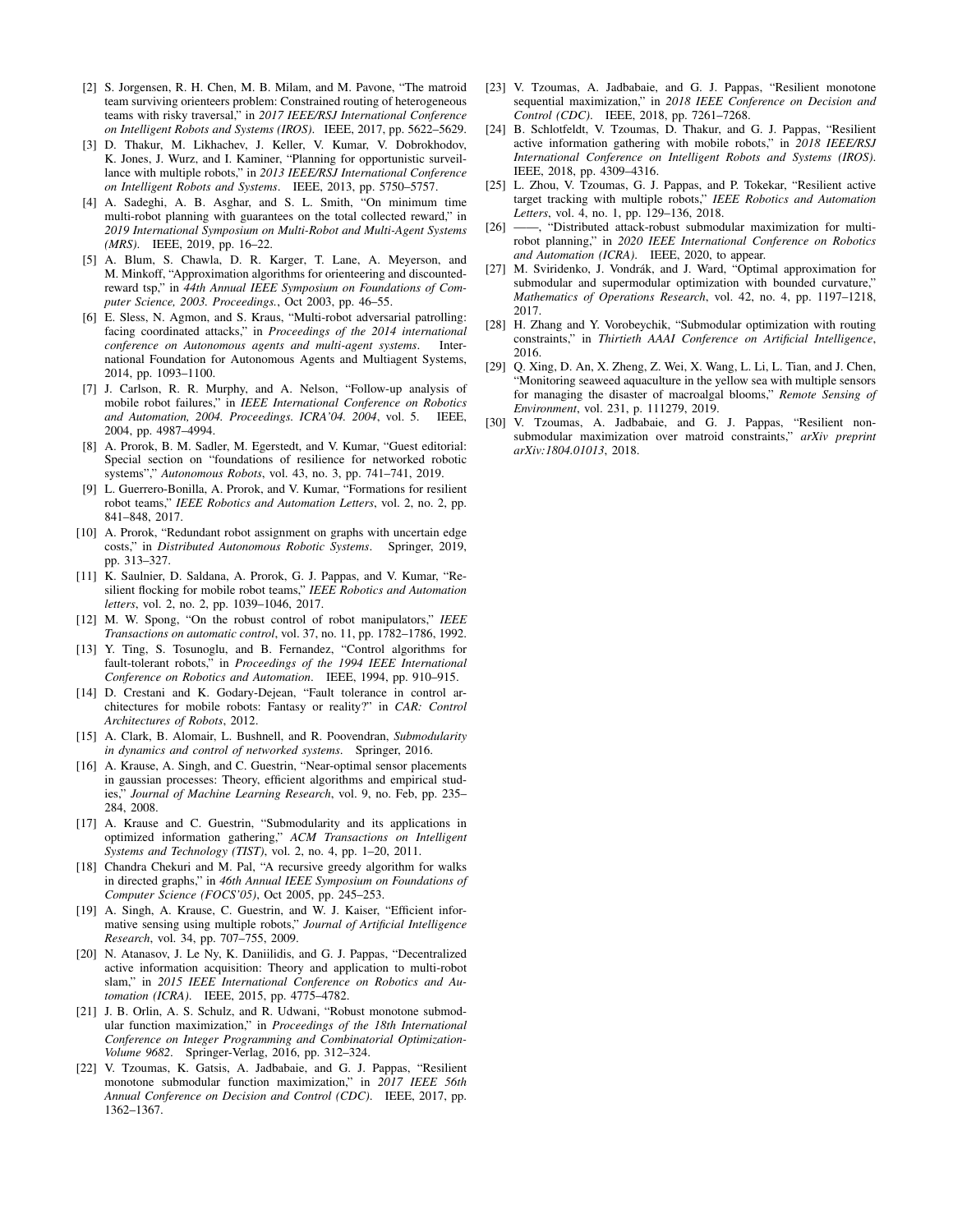[2] S. Jorgensen, R. H. Chen, M. B. Milam, and M. Pavone, "The matroid team surviving orienteers problem: Constrained routing of heterogeneous teams with risky traversal," in *2017 IEEE/RSJ International Conference on Intelligent Robots and Systems (IROS)*. IEEE, 2017, pp. 5622–5629.

[3] D. Thakur, M. Likhachev, J. Keller, V. Kumar, V. Dobrokhodov, K. Jones, J. Wurz, and I. Kaminer, "Planning for opportunistic surveillance with multiple robots," in *2013 IEEE/RSJ International Conference on Intelligent Robots and Systems*. IEEE, 2013, pp. 5750–5757.

[4] A. Sadeghi, A. B. Asghar, and S. L. Smith, "On minimum time multi-robot planning with guarantees on the total collected reward," in *2019 International Symposium on Multi-Robot and Multi-Agent Systems (MRS)*. IEEE, 2019, pp. 16–22.

[5] A. Blum, S. Chawla, D. R. Karger, T. Lane, A. Meyerson, and M. Minkoff, "Approximation algorithms for orienteering and discounted-reward tsp," in *44th Annual IEEE Symposium on Foundations of Computer Science, 2003. Proceedings.*, Oct 2003, pp. 46–55.

[6] E. Sless, N. Agmon, and S. Kraus, "Multi-robot adversarial patrolling: facing coordinated attacks," in *Proceedings of the 2014 international conference on Autonomous agents and multi-agent systems*. International Foundation for Autonomous Agents and Multiagent Systems, 2014, pp. 1093–1100.

[7] J. Carlson, R. R. Murphy, and A. Nelson, "Follow-up analysis of mobile robot failures," in *IEEE International Conference on Robotics and Automation, 2004. Proceedings. ICRA'04. 2004*, vol. 5. IEEE, 2004, pp. 4987–4994.

[8] A. Prorok, B. M. Sadler, M. Egerstedt, and V. Kumar, "Guest editorial: Special section on "foundations of resilience for networked robotic systems"," *Autonomous Robots*, vol. 43, no. 3, pp. 741–741, 2019.

[9] L. Guerrero-Bonilla, A. Prorok, and V. Kumar, "Formations for resilient robot teams," *IEEE Robotics and Automation Letters*, vol. 2, no. 2, pp. 841–848, 2017.

[10] A. Prorok, "Redundant robot assignment on graphs with uncertain edge costs," in *Distributed Autonomous Robotic Systems*. Springer, 2019, pp. 313–327.

[11] K. Saulnier, D. Saldana, A. Prorok, G. J. Pappas, and V. Kumar, "Resilient flocking for mobile robot teams," *IEEE Robotics and Automation letters*, vol. 2, no. 2, pp. 1039–1046, 2017.

[12] M. W. Spong, "On the robust control of robot manipulators," *IEEE Transactions on automatic control*, vol. 37, no. 11, pp. 1782–1786, 1992.

[13] Y. Ting, S. Tosunoglu, and B. Fernandez, "Control algorithms for fault-tolerant robots," in *Proceedings of the 1994 IEEE International Conference on Robotics and Automation*. IEEE, 1994, pp. 910–915.

[14] D. Crestani and K. Godary-Dejean, "Fault tolerance in control architectures for mobile robots: Fantasy or reality?" in *CAR: Control Architectures of Robots*, 2012.

[15] A. Clark, B. Alomair, L. Bushnell, and R. Poovendran, *Submodularity in dynamics and control of networked systems*. Springer, 2016.

[16] A. Krause, A. Singh, and C. Guestrin, "Near-optimal sensor placements in gaussian processes: Theory, efficient algorithms and empirical studies," *Journal of Machine Learning Research*, vol. 9, no. Feb, pp. 235–284, 2008.

[17] A. Krause and C. Guestrin, "Submodularity and its applications in optimized information gathering," *ACM Transactions on Intelligent Systems and Technology (TIST)*, vol. 2, no. 4, pp. 1–20, 2011.

[18] Chandra Chekuri and M. Pal, "A recursive greedy algorithm for walks in directed graphs," in *46th Annual IEEE Symposium on Foundations of Computer Science (FOCS'05)*, Oct 2005, pp. 245–253.

[19] A. Singh, A. Krause, C. Guestrin, and W. J. Kaiser, "Efficient informative sensing using multiple robots," *Journal of Artificial Intelligence Research*, vol. 34, pp. 707–755, 2009.

[20] N. Atanasov, J. Le Ny, K. Daniilidis, and G. J. Pappas, "Decentralized active information acquisition: Theory and application to multi-robot slam," in *2015 IEEE International Conference on Robotics and Automation (ICRA)*. IEEE, 2015, pp. 4775–4782.

[21] J. B. Orlin, A. S. Schulz, and R. Udwani, "Robust monotone submodular function maximization," in *Proceedings of the 18th International Conference on Integer Programming and Combinatorial Optimization-Volume 9682*. Springer-Verlag, 2016, pp. 312–324.

[22] V. Tzoumas, K. Gatsis, A. Jadbabaie, and G. J. Pappas, "Resilient monotone submodular function maximization," in *2017 IEEE 56th Annual Conference on Decision and Control (CDC)*. IEEE, 2017, pp. 1362–1367.

[23] V. Tzoumas, A. Jadbabaie, and G. J. Pappas, "Resilient monotone sequential maximization," in *2018 IEEE Conference on Decision and Control (CDC)*. IEEE, 2018, pp. 7261–7268.

[24] B. Schlotfeldt, V. Tzoumas, D. Thakur, and G. J. Pappas, "Resilient active information gathering with mobile robots," in *2018 IEEE/RSJ International Conference on Intelligent Robots and Systems (IROS)*. IEEE, 2018, pp. 4309–4316.

[25] L. Zhou, V. Tzoumas, G. J. Pappas, and P. Tokekar, "Resilient active target tracking with multiple robots," *IEEE Robotics and Automation Letters*, vol. 4, no. 1, pp. 129–136, 2018.

[26] ——, "Distributed attack-robust submodular maximization for multi-robot planning," in *2020 IEEE International Conference on Robotics and Automation (ICRA)*. IEEE, 2020, to appear.

[27] M. Sviridenko, J. Vondrák, and J. Ward, "Optimal approximation for submodular and supermodular optimization with bounded curvature," *Mathematics of Operations Research*, vol. 42, no. 4, pp. 1197–1218, 2017.

[28] H. Zhang and Y. Vorobeychik, "Submodular optimization with routing constraints," in *Thirtieth AAAI Conference on Artificial Intelligence*, 2016.

[29] Q. Xing, D. An, X. Zheng, Z. Wei, X. Wang, L. Li, L. Tian, and J. Chen, "Monitoring seaweed aquaculture in the yellow sea with multiple sensors for managing the disaster of macroalgal blooms," *Remote Sensing of Environment*, vol. 231, p. 111279, 2019.

[30] V. Tzoumas, A. Jadbabaie, and G. J. Pappas, "Resilient non-submodular maximization over matroid constraints," *arXiv preprint arXiv:1804.01013*, 2018.